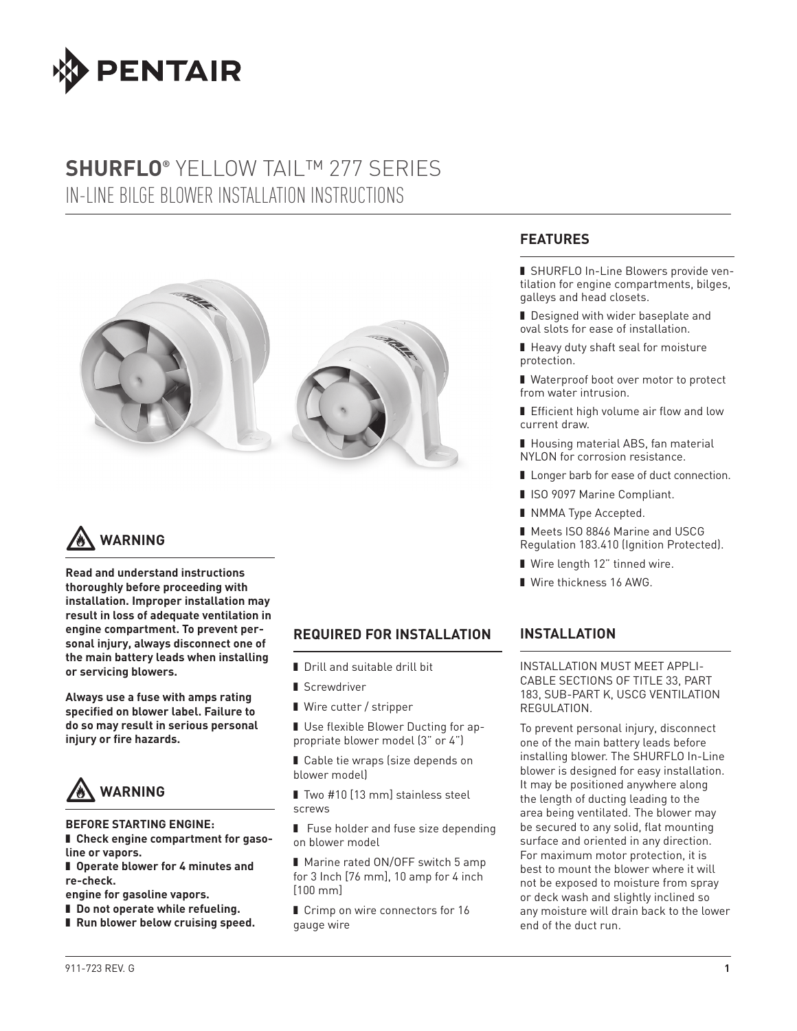PENTAIR

# SHURFLO® YELLOW TAIL™ 277 SERIES
## IN-LINE BILGE BLOWER INSTALLATION INSTRUCTIONS

## FEATURES

- SHURFLO In-Line Blowers provide ventilation for engine compartments, bilges, galleys and head closets.
- Designed with wider baseplate and oval slots for ease of installation.
- Heavy duty shaft seal for moisture protection.
- Waterproof boot over motor to protect from water intrusion.
- Efficient high volume air flow and low current draw.
- Housing material ABS, fan material NYLON for corrosion resistance.
- Longer barb for ease of duct connection.
- ISO 9097 Marine Compliant.
- NMMA Type Accepted.
- Meets ISO 8846 Marine and USCG Regulation 183.410 (Ignition Protected).
- Wire length 12" tinned wire.
- Wire thickness 16 AWG.

## WARNING

**Read and understand instructions thoroughly before proceeding with installation. Improper installation may result in loss of adequate ventilation in engine compartment. To prevent personal injury, always disconnect one of the main battery leads when installing or servicing blowers.**

**Always use a fuse with amps rating specified on blower label. Failure to do so may result in serious personal injury or fire hazards.**

## WARNING

**BEFORE STARTING ENGINE:**

- **Check engine compartment for gasoline or vapors.**
- **Operate blower for 4 minutes and re-check.**

**engine for gasoline vapors.**

- **Do not operate while refueling.**
- **Run blower below cruising speed.**

## REQUIRED FOR INSTALLATION

- Drill and suitable drill bit
- Screwdriver
- Wire cutter / stripper
- Use flexible Blower Ducting for appropriate blower model (3" or 4")
- Cable tie wraps (size depends on blower model)
- Two #10 [13 mm] stainless steel screws
- Fuse holder and fuse size depending on blower model
- Marine rated ON/OFF switch 5 amp for 3 Inch [76 mm], 10 amp for 4 inch [100 mm]
- Crimp on wire connectors for 16 gauge wire

## INSTALLATION

INSTALLATION MUST MEET APPLICABLE SECTIONS OF TITLE 33, PART 183, SUB-PART K, USCG VENTILATION REGULATION.

To prevent personal injury, disconnect one of the main battery leads before installing blower. The SHURFLO In-Line blower is designed for easy installation. It may be positioned anywhere along the length of ducting leading to the area being ventilated. The blower may be secured to any solid, flat mounting surface and oriented in any direction. For maximum motor protection, it is best to mount the blower where it will not be exposed to moisture from spray or deck wash and slightly inclined so any moisture will drain back to the lower end of the duct run.

911-723 REV. G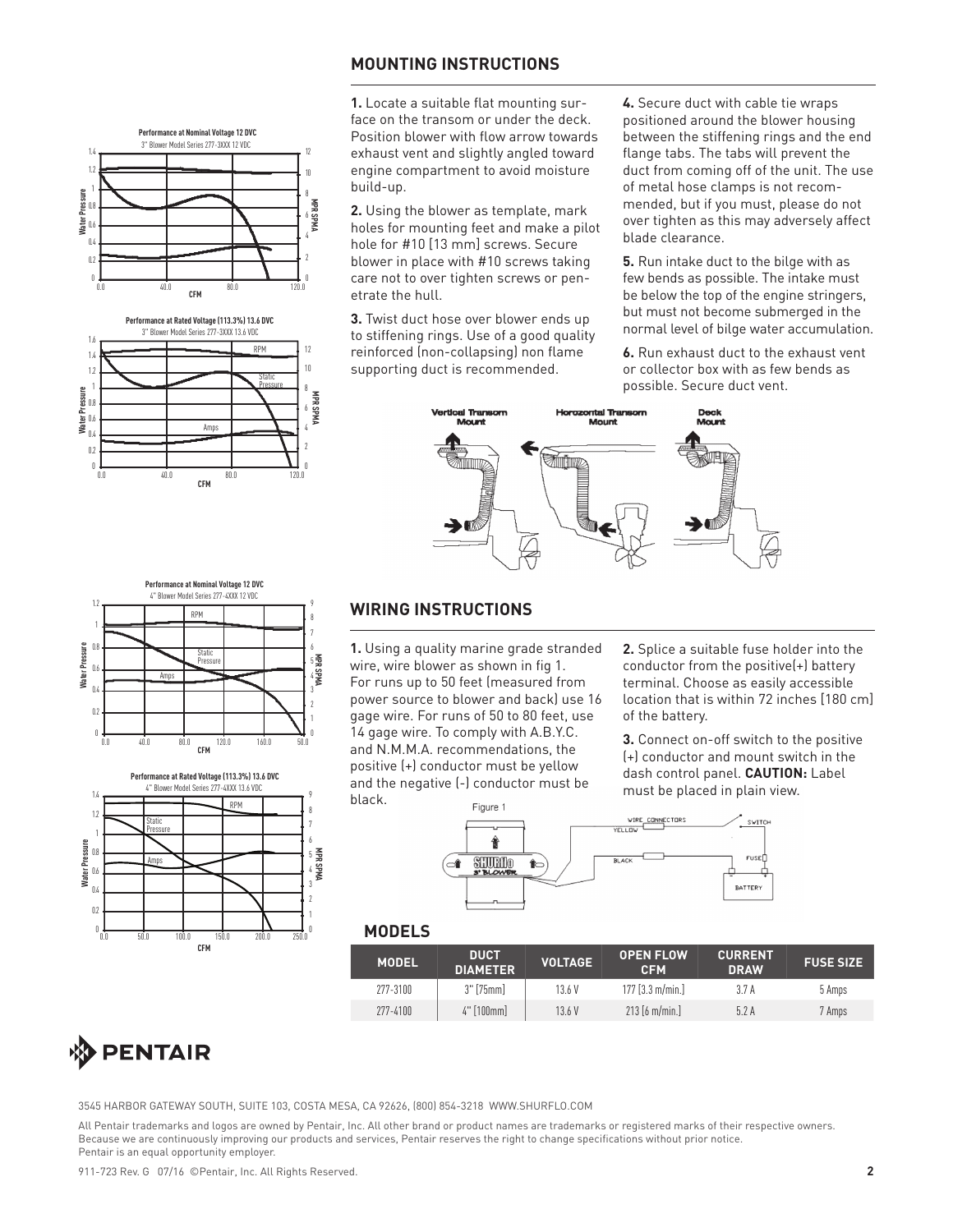Performance at Nominal Voltage 12 DVC
3" Blower Model Series 277-3XXX 12 VDC

Water Pressure
1.4
1.2
1
0.8
0.6
0.4
0.2
0
0.0
40.0
80.0
120.0
CFM
MPR SPMA
12
10
8
6
4
2
0

Performance at Rated Voltage (113.3%) 13.6 DVC
3" Blower Model Series 277-3XXX 13.6 VDC

Water Pressure
1.6
1.4
1.2
1
0.8
0.6
0.4
0.2
0
0.0
40.0
80.0
120.0
CFM
RPM
Static Pressure
Amps
MPR SPMA
12
10
8
6
4
2
0

Performance at Nominal Voltage 12 DVC
4" Blower Model Series 277-4XXX 12 VDC

Water Pressure
1.2
1
0.8
0.6
0.4
0.2
0
0.0
40.0
80.0
120.0
160.0
50.0
CFM
RPM
Static Pressure
Amps
MPR SPMA
9
8
7
6
5
4
3
2
1
0

Performance at Rated Voltage (113.3%) 13.6 DVC
4" Blower Model Series 277-4XXX 13.6 VDC

Water Pressure
1.4
1.2
1
0.8
0.6
0.4
0.2
0
0.0
50.0
100.0
150.0
200.0
250.0
CFM
RPM
Static Pressure
Amps
MPR SPMA
9
8
7
6
5
4
3
2
1
0

## MOUNTING INSTRUCTIONS

**1.** Locate a suitable flat mounting surface on the transom or under the deck. Position blower with flow arrow towards exhaust vent and slightly angled toward engine compartment to avoid moisture build-up.

**2.** Using the blower as template, mark holes for mounting feet and make a pilot hole for #10 [13 mm] screws. Secure blower in place with #10 screws taking care not to over tighten screws or penetrate the hull.

**3.** Twist duct hose over blower ends up to stiffening rings. Use of a good quality reinforced (non-collapsing) non flame supporting duct is recommended.

**4.** Secure duct with cable tie wraps positioned around the blower housing between the stiffening rings and the end flange tabs. The tabs will prevent the duct from coming off of the unit. The use of metal hose clamps is not recommended, but if you must, please do not over tighten as this may adversely affect blade clearance.

**5.** Run intake duct to the bilge with as few bends as possible. The intake must be below the top of the engine stringers, but must not become submerged in the normal level of bilge water accumulation.

**6.** Run exhaust duct to the exhaust vent or collector box with as few bends as possible. Secure duct vent.

Vertical Transom Mount
Horozontal Transom Mount
Deck Mount

## WIRING INSTRUCTIONS

**1.** Using a quality marine grade stranded wire, wire blower as shown in fig 1. For runs up to 50 feet (measured from power source to blower and back) use 16 gage wire. For runs of 50 to 80 feet, use 14 gage wire. To comply with A.B.Y.C. and N.M.M.A. recommendations, the positive (+) conductor must be yellow and the negative (-) conductor must be black.

**2.** Splice a suitable fuse holder into the conductor from the positive(+) battery terminal. Choose as easily accessible location that is within 72 inches [180 cm] of the battery.

**3.** Connect on-off switch to the positive (+) conductor and mount switch in the dash control panel. **CAUTION:** Label must be placed in plain view.

Figure 1

SHURflo 3" BLOWER
WIRE CONNECTORS
YELLOW
BLACK
SWITCH
FUSE
BATTERY

### MODELS

| MODEL | DUCT DIAMETER | VOLTAGE | OPEN FLOW CFM | CURRENT DRAW | FUSE SIZE |
|---|---|---|---|---|---|
| 277-3100 | 3" [75mm] | 13.6 V | 177 [3.3 m/min.] | 3.7 A | 5 Amps |
| 277-4100 | 4" [100mm] | 13.6 V | 213 [6 m/min.] | 5.2 A | 7 Amps |

PENTAIR

3545 HARBOR GATEWAY SOUTH, SUITE 103, COSTA MESA, CA 92626, (800) 854-3218 WWW.SHURFLO.COM

All Pentair trademarks and logos are owned by Pentair, Inc. All other brand or product names are trademarks or registered marks of their respective owners. Because we are continuously improving our products and services, Pentair reserves the right to change specifications without prior notice. Pentair is an equal opportunity employer.

911-723 Rev. G 07/16 ©Pentair, Inc. All Rights Reserved.